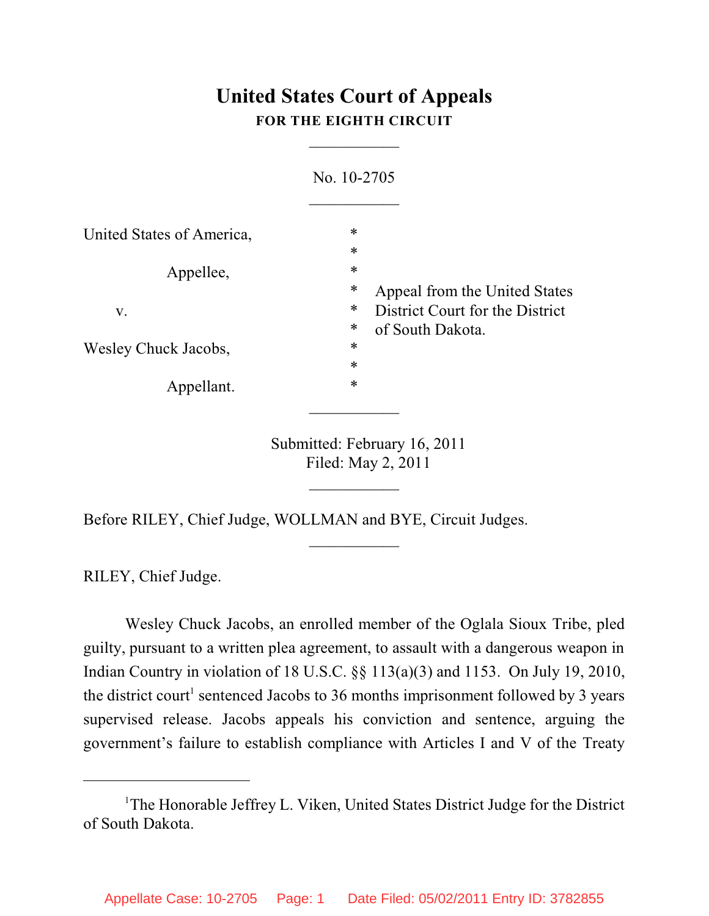# United States Court of Appeals
**FOR THE EIGHTH CIRCUIT**

___________

No. 10-2705

___________

| | | |
|---|---|---|
| United States of America, | * | |
| | * | |
| Appellee, | * | |
| | * | Appeal from the United States |
| v. | * | District Court for the District |
| | * | of South Dakota. |
| Wesley Chuck Jacobs, | * | |
| | * | |
| Appellant. | * | |

___________

Submitted: February 16, 2011
Filed: May 2, 2011

___________

Before RILEY, Chief Judge, WOLLMAN and BYE, Circuit Judges.

___________

RILEY, Chief Judge.

Wesley Chuck Jacobs, an enrolled member of the Oglala Sioux Tribe, pled guilty, pursuant to a written plea agreement, to assault with a dangerous weapon in Indian Country in violation of 18 U.S.C. §§ 113(a)(3) and 1153. On July 19, 2010, the district court[1] sentenced Jacobs to 36 months imprisonment followed by 3 years supervised release. Jacobs appeals his conviction and sentence, arguing the government's failure to establish compliance with Articles I and V of the Treaty

---

[1]The Honorable Jeffrey L. Viken, United States District Judge for the District of South Dakota.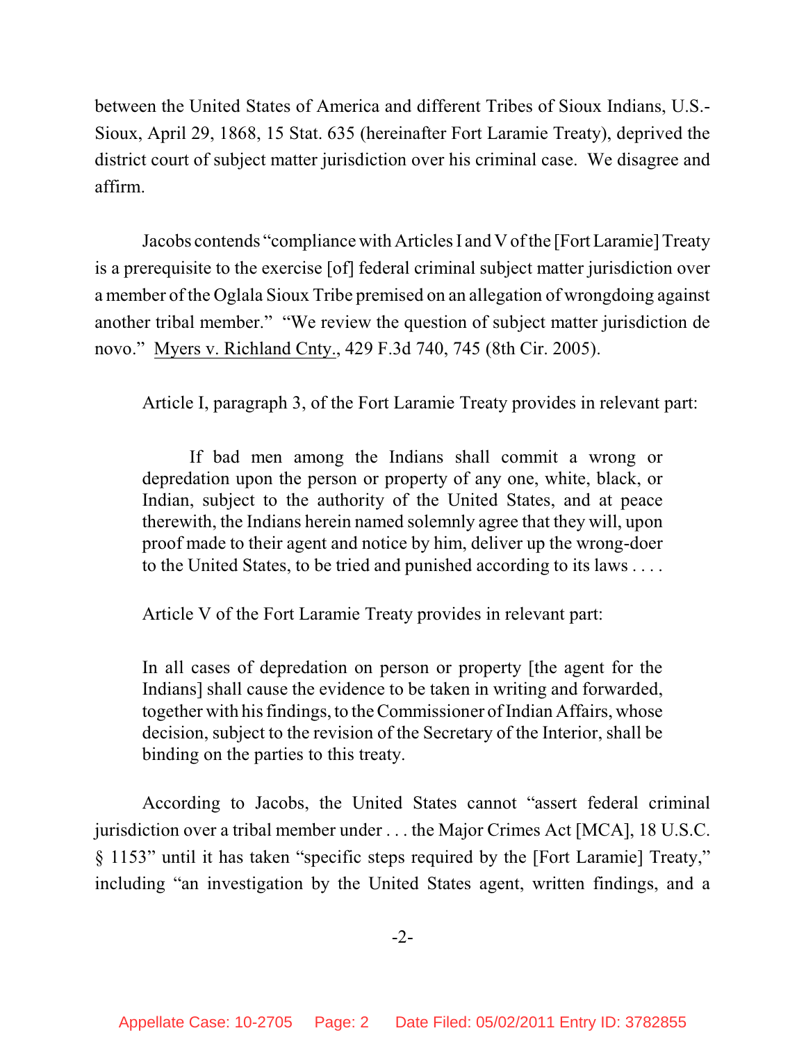between the United States of America and different Tribes of Sioux Indians, U.S.-Sioux, April 29, 1868, 15 Stat. 635 (hereinafter Fort Laramie Treaty), deprived the district court of subject matter jurisdiction over his criminal case. We disagree and affirm.

Jacobs contends "compliance with Articles I and V of the [Fort Laramie] Treaty is a prerequisite to the exercise [of] federal criminal subject matter jurisdiction over a member of the Oglala Sioux Tribe premised on an allegation of wrongdoing against another tribal member." "We review the question of subject matter jurisdiction de novo." Myers v. Richland Cnty., 429 F.3d 740, 745 (8th Cir. 2005).

Article I, paragraph 3, of the Fort Laramie Treaty provides in relevant part:

> If bad men among the Indians shall commit a wrong or depredation upon the person or property of any one, white, black, or Indian, subject to the authority of the United States, and at peace therewith, the Indians herein named solemnly agree that they will, upon proof made to their agent and notice by him, deliver up the wrong-doer to the United States, to be tried and punished according to its laws . . . .

Article V of the Fort Laramie Treaty provides in relevant part:

> In all cases of depredation on person or property [the agent for the Indians] shall cause the evidence to be taken in writing and forwarded, together with his findings, to the Commissioner of Indian Affairs, whose decision, subject to the revision of the Secretary of the Interior, shall be binding on the parties to this treaty.

According to Jacobs, the United States cannot "assert federal criminal jurisdiction over a tribal member under . . . the Major Crimes Act [MCA], 18 U.S.C. § 1153" until it has taken "specific steps required by the [Fort Laramie] Treaty," including "an investigation by the United States agent, written findings, and a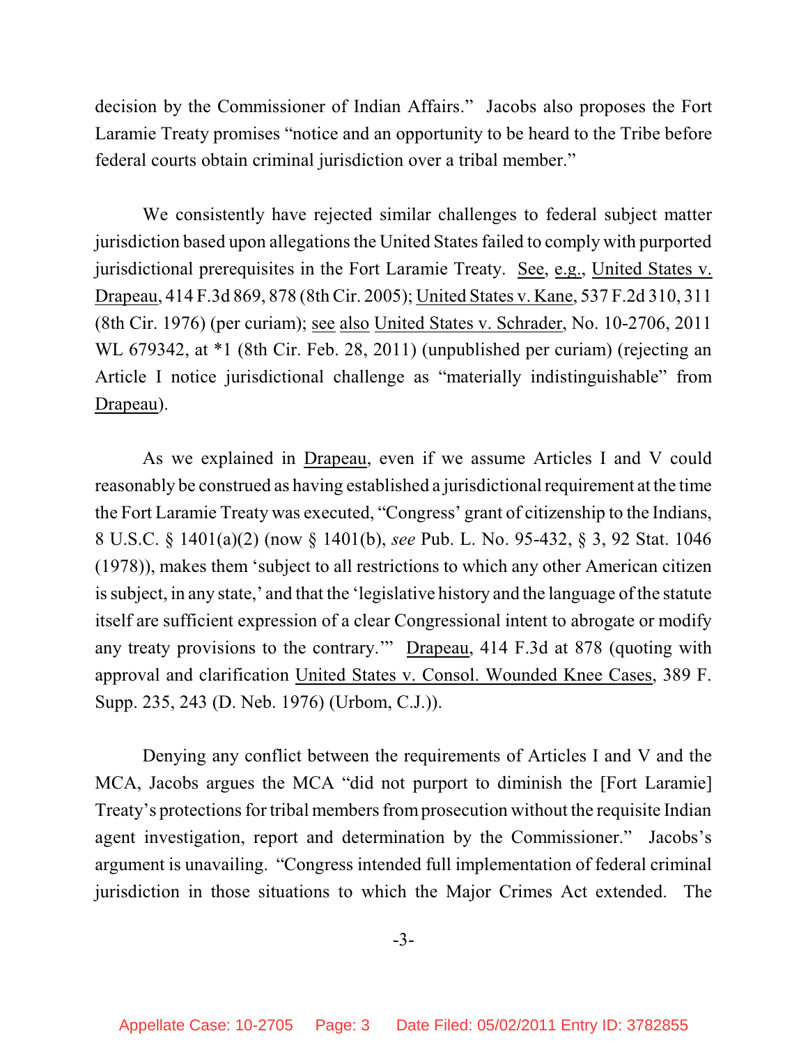decision by the Commissioner of Indian Affairs." Jacobs also proposes the Fort Laramie Treaty promises "notice and an opportunity to be heard to the Tribe before federal courts obtain criminal jurisdiction over a tribal member."

We consistently have rejected similar challenges to federal subject matter jurisdiction based upon allegations the United States failed to comply with purported jurisdictional prerequisites in the Fort Laramie Treaty. See, e.g., United States v. Drapeau, 414 F.3d 869, 878 (8th Cir. 2005); United States v. Kane, 537 F.2d 310, 311 (8th Cir. 1976) (per curiam); see also United States v. Schrader, No. 10-2706, 2011 WL 679342, at *1 (8th Cir. Feb. 28, 2011) (unpublished per curiam) (rejecting an Article I notice jurisdictional challenge as "materially indistinguishable" from Drapeau).

As we explained in Drapeau, even if we assume Articles I and V could reasonably be construed as having established a jurisdictional requirement at the time the Fort Laramie Treaty was executed, "Congress' grant of citizenship to the Indians, 8 U.S.C. § 1401(a)(2) (now § 1401(b), *see* Pub. L. No. 95-432, § 3, 92 Stat. 1046 (1978)), makes them 'subject to all restrictions to which any other American citizen is subject, in any state,' and that the 'legislative history and the language of the statute itself are sufficient expression of a clear Congressional intent to abrogate or modify any treaty provisions to the contrary.'" Drapeau, 414 F.3d at 878 (quoting with approval and clarification United States v. Consol. Wounded Knee Cases, 389 F. Supp. 235, 243 (D. Neb. 1976) (Urbom, C.J.)).

Denying any conflict between the requirements of Articles I and V and the MCA, Jacobs argues the MCA "did not purport to diminish the [Fort Laramie] Treaty's protections for tribal members from prosecution without the requisite Indian agent investigation, report and determination by the Commissioner." Jacobs's argument is unavailing. "Congress intended full implementation of federal criminal jurisdiction in those situations to which the Major Crimes Act extended. The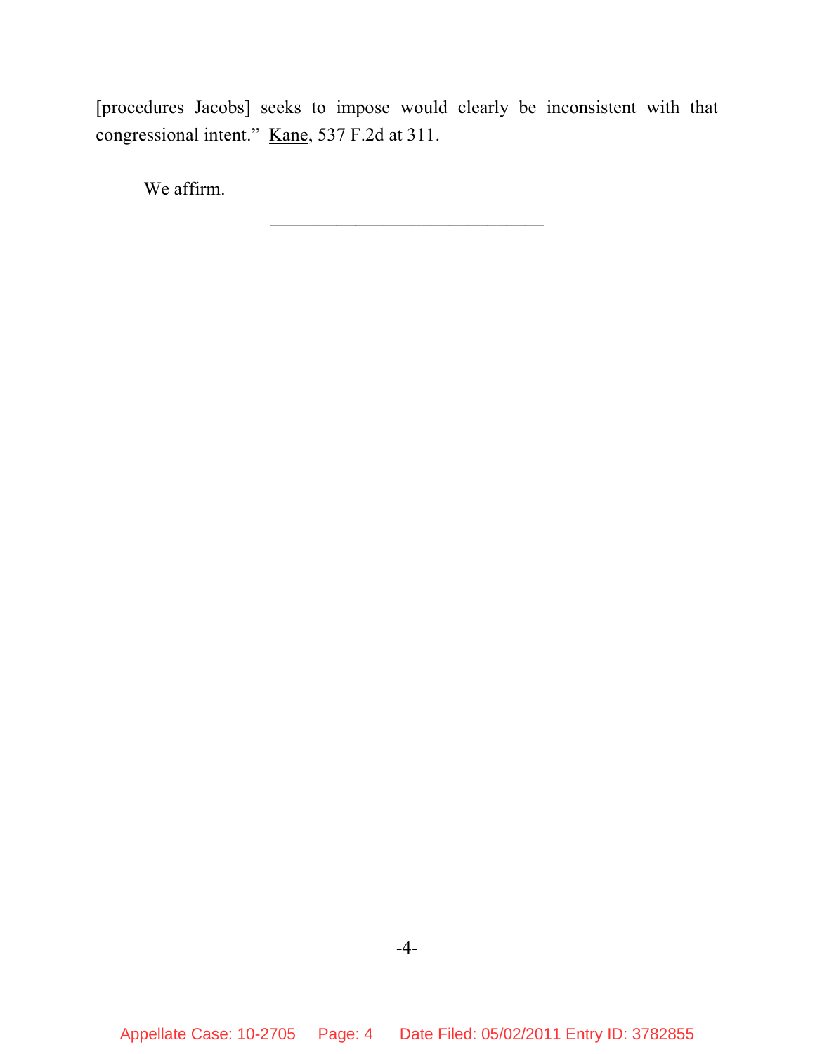[procedures Jacobs] seeks to impose would clearly be inconsistent with that congressional intent." Kane, 537 F.2d at 311.

We affirm.

______________________________